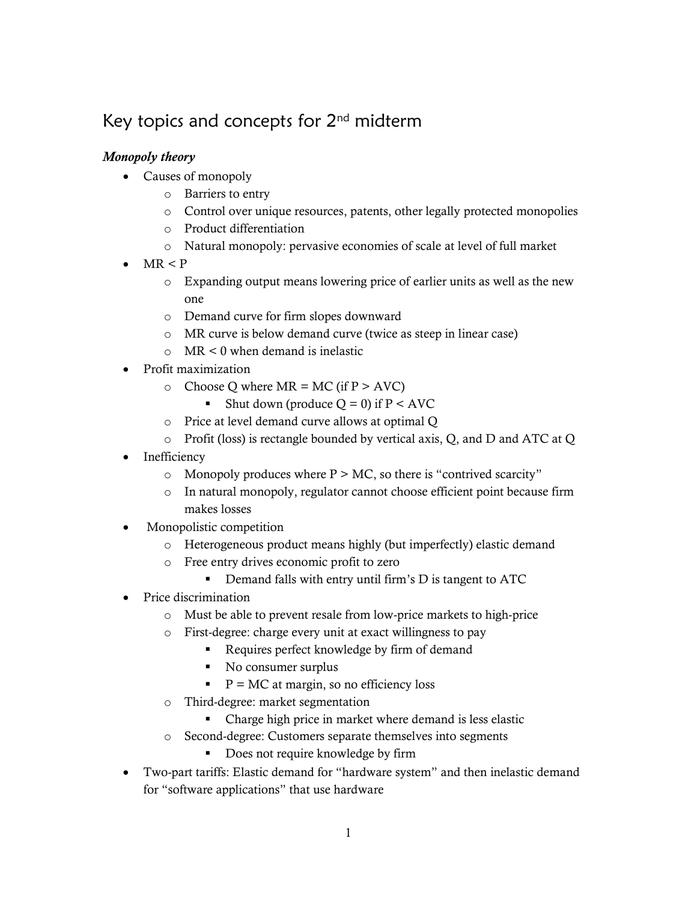# Key topics and concepts for 2nd midterm

***Monopoly theory***

- Causes of monopoly
  - Barriers to entry
  - Control over unique resources, patents, other legally protected monopolies
  - Product differentiation
  - Natural monopoly: pervasive economies of scale at level of full market
- MR < P
  - Expanding output means lowering price of earlier units as well as the new one
  - Demand curve for firm slopes downward
  - MR curve is below demand curve (twice as steep in linear case)
  - MR < 0 when demand is inelastic
- Profit maximization
  - Choose Q where MR = MC (if P > AVC)
    - Shut down (produce Q = 0) if P < AVC
  - Price at level demand curve allows at optimal Q
  - Profit (loss) is rectangle bounded by vertical axis, Q, and D and ATC at Q
- Inefficiency
  - Monopoly produces where P > MC, so there is "contrived scarcity"
  - In natural monopoly, regulator cannot choose efficient point because firm makes losses
- Monopolistic competition
  - Heterogeneous product means highly (but imperfectly) elastic demand
  - Free entry drives economic profit to zero
    - Demand falls with entry until firm's D is tangent to ATC
- Price discrimination
  - Must be able to prevent resale from low-price markets to high-price
  - First-degree: charge every unit at exact willingness to pay
    - Requires perfect knowledge by firm of demand
    - No consumer surplus
    - P = MC at margin, so no efficiency loss
  - Third-degree: market segmentation
    - Charge high price in market where demand is less elastic
  - Second-degree: Customers separate themselves into segments
    - Does not require knowledge by firm
- Two-part tariffs: Elastic demand for "hardware system" and then inelastic demand for "software applications" that use hardware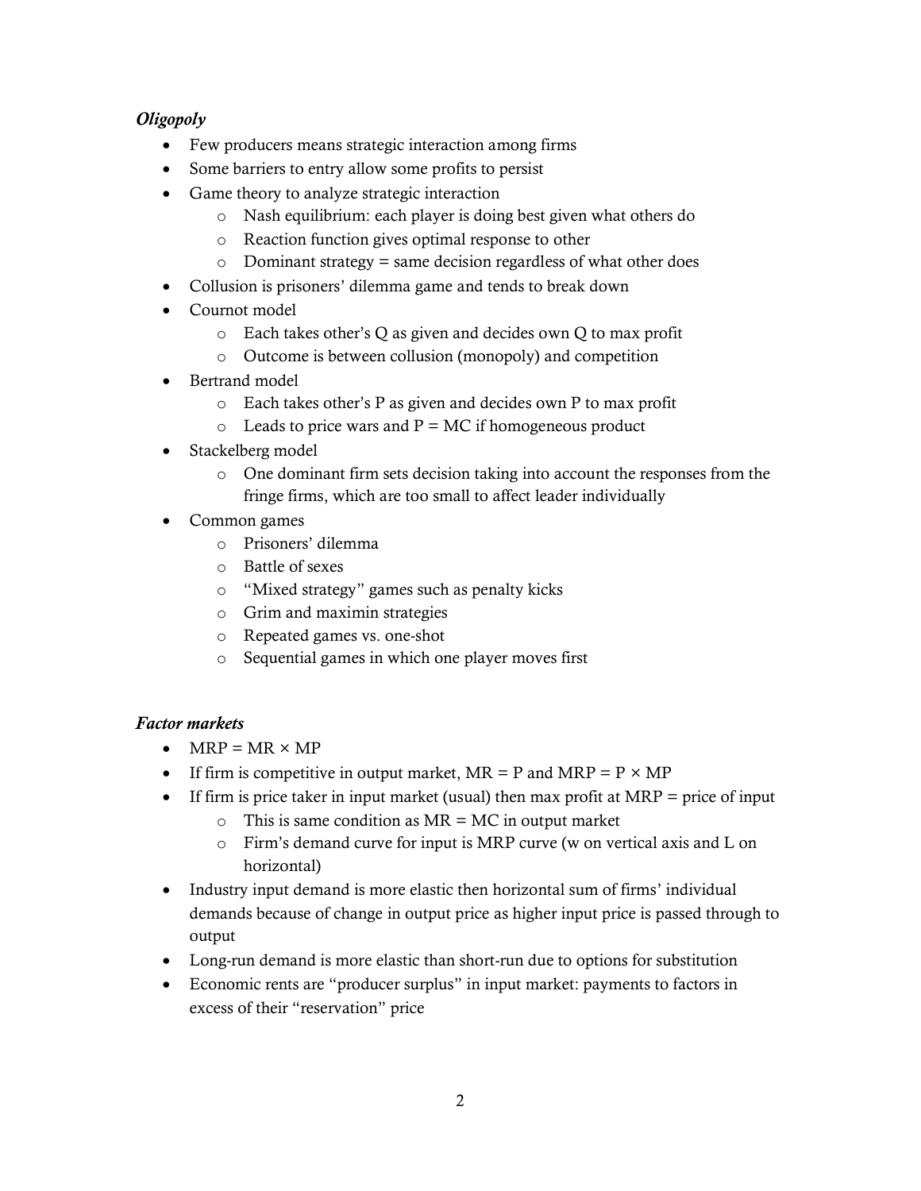### *Oligopoly*

- Few producers means strategic interaction among firms
- Some barriers to entry allow some profits to persist
- Game theory to analyze strategic interaction
  - Nash equilibrium: each player is doing best given what others do
  - Reaction function gives optimal response to other
  - Dominant strategy = same decision regardless of what other does
- Collusion is prisoners' dilemma game and tends to break down
- Cournot model
  - Each takes other's Q as given and decides own Q to max profit
  - Outcome is between collusion (monopoly) and competition
- Bertrand model
  - Each takes other's P as given and decides own P to max profit
  - Leads to price wars and P = MC if homogeneous product
- Stackelberg model
  - One dominant firm sets decision taking into account the responses from the fringe firms, which are too small to affect leader individually
- Common games
  - Prisoners' dilemma
  - Battle of sexes
  - "Mixed strategy" games such as penalty kicks
  - Grim and maximin strategies
  - Repeated games vs. one-shot
  - Sequential games in which one player moves first

### *Factor markets*

- MRP = MR × MP
- If firm is competitive in output market, MR = P and MRP = P × MP
- If firm is price taker in input market (usual) then max profit at MRP = price of input
  - This is same condition as MR = MC in output market
  - Firm's demand curve for input is MRP curve (w on vertical axis and L on horizontal)
- Industry input demand is more elastic then horizontal sum of firms' individual demands because of change in output price as higher input price is passed through to output
- Long-run demand is more elastic than short-run due to options for substitution
- Economic rents are "producer surplus" in input market: payments to factors in excess of their "reservation" price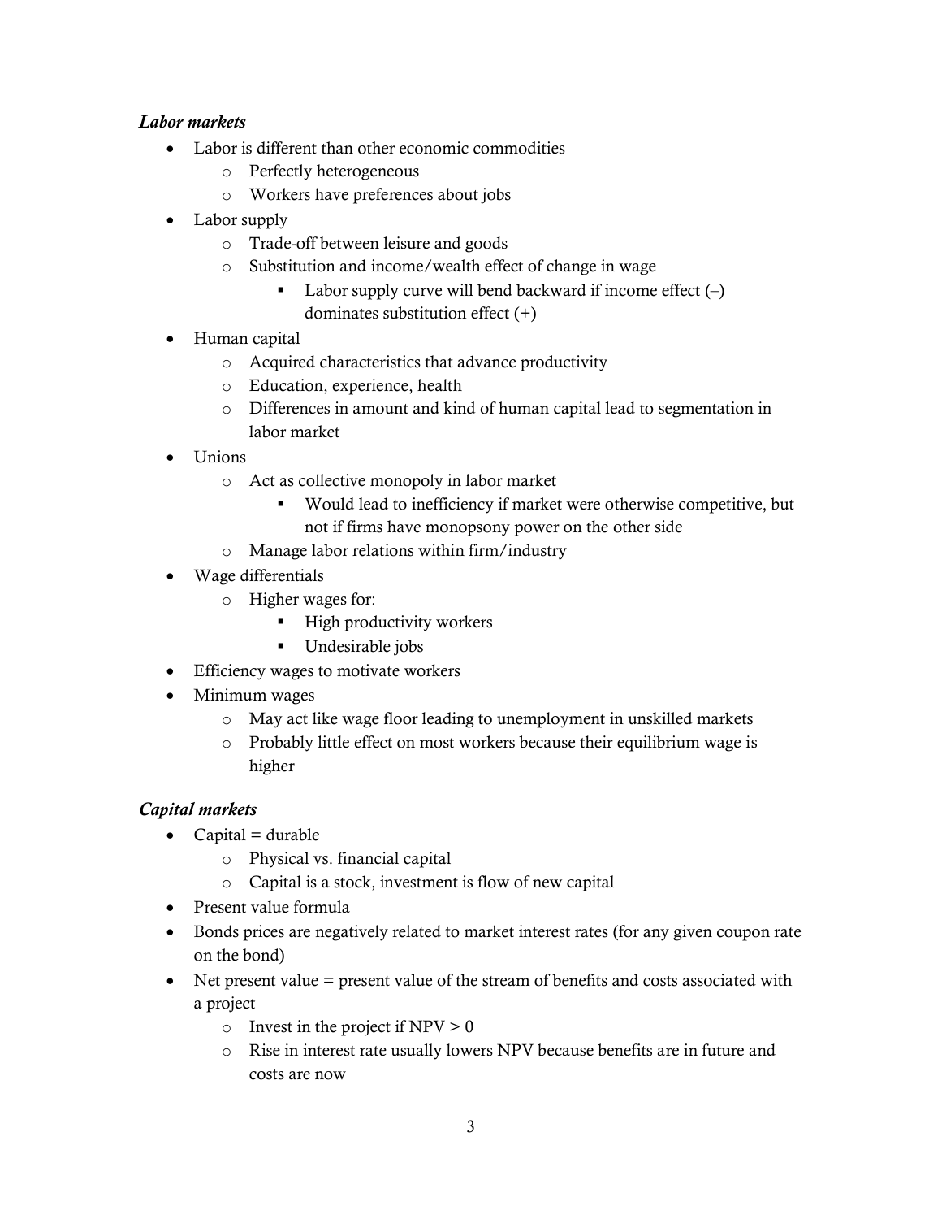*Labor markets*

- Labor is different than other economic commodities
  - Perfectly heterogeneous
  - Workers have preferences about jobs
- Labor supply
  - Trade-off between leisure and goods
  - Substitution and income/wealth effect of change in wage
    - Labor supply curve will bend backward if income effect (–) dominates substitution effect (+)
- Human capital
  - Acquired characteristics that advance productivity
  - Education, experience, health
  - Differences in amount and kind of human capital lead to segmentation in labor market
- Unions
  - Act as collective monopoly in labor market
    - Would lead to inefficiency if market were otherwise competitive, but not if firms have monopsony power on the other side
  - Manage labor relations within firm/industry
- Wage differentials
  - Higher wages for:
    - High productivity workers
    - Undesirable jobs
- Efficiency wages to motivate workers
- Minimum wages
  - May act like wage floor leading to unemployment in unskilled markets
  - Probably little effect on most workers because their equilibrium wage is higher

*Capital markets*

- Capital = durable
  - Physical vs. financial capital
  - Capital is a stock, investment is flow of new capital
- Present value formula
- Bonds prices are negatively related to market interest rates (for any given coupon rate on the bond)
- Net present value = present value of the stream of benefits and costs associated with a project
  - Invest in the project if NPV > 0
  - Rise in interest rate usually lowers NPV because benefits are in future and costs are now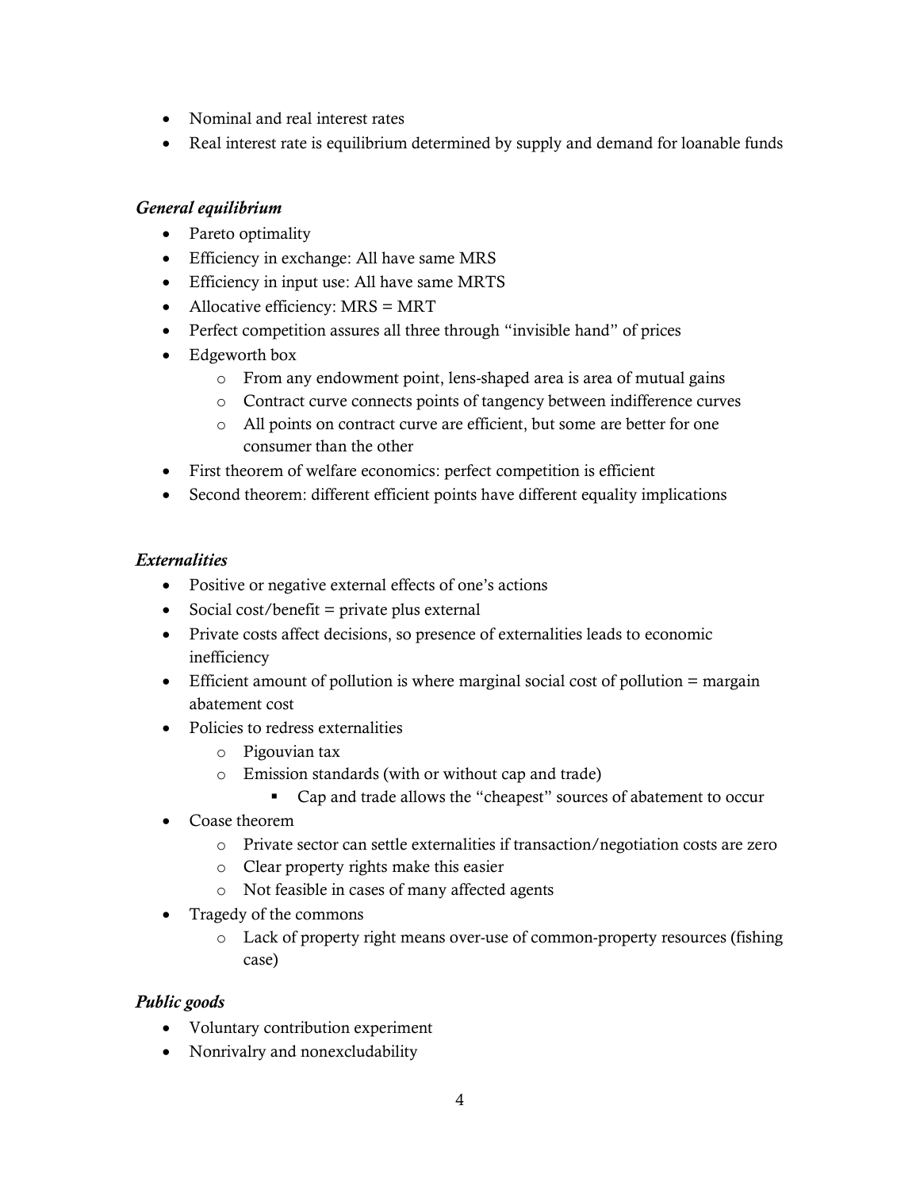- Nominal and real interest rates
- Real interest rate is equilibrium determined by supply and demand for loanable funds

### *General equilibrium*

- Pareto optimality
- Efficiency in exchange: All have same MRS
- Efficiency in input use: All have same MRTS
- Allocative efficiency: MRS = MRT
- Perfect competition assures all three through "invisible hand" of prices
- Edgeworth box
    - From any endowment point, lens-shaped area is area of mutual gains
    - Contract curve connects points of tangency between indifference curves
    - All points on contract curve are efficient, but some are better for one consumer than the other
- First theorem of welfare economics: perfect competition is efficient
- Second theorem: different efficient points have different equality implications

### *Externalities*

- Positive or negative external effects of one's actions
- Social cost/benefit = private plus external
- Private costs affect decisions, so presence of externalities leads to economic inefficiency
- Efficient amount of pollution is where marginal social cost of pollution = margain abatement cost
- Policies to redress externalities
    - Pigouvian tax
    - Emission standards (with or without cap and trade)
        - Cap and trade allows the "cheapest" sources of abatement to occur
- Coase theorem
    - Private sector can settle externalities if transaction/negotiation costs are zero
    - Clear property rights make this easier
    - Not feasible in cases of many affected agents
- Tragedy of the commons
    - Lack of property right means over-use of common-property resources (fishing case)

### *Public goods*

- Voluntary contribution experiment
- Nonrivalry and nonexcludability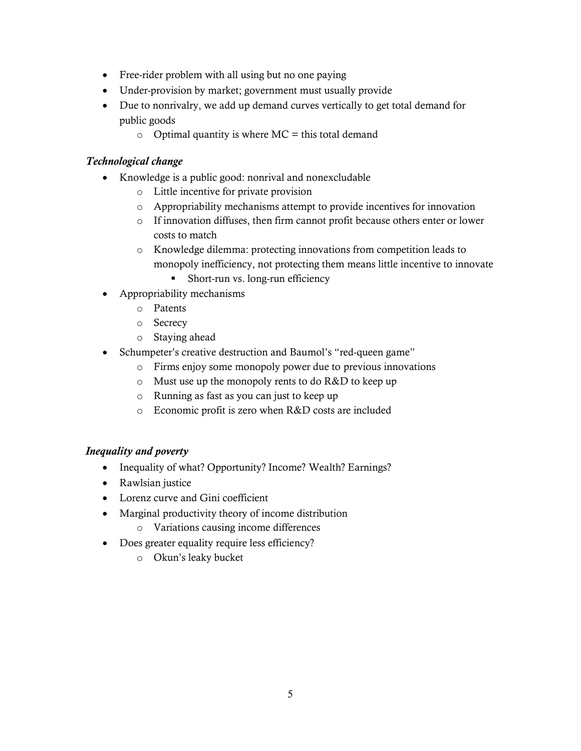- Free-rider problem with all using but no one paying
- Under-provision by market; government must usually provide
- Due to nonrivalry, we add up demand curves vertically to get total demand for public goods
    - Optimal quantity is where MC = this total demand

### *Technological change*

- Knowledge is a public good: nonrival and nonexcludable
    - Little incentive for private provision
    - Appropriability mechanisms attempt to provide incentives for innovation
    - If innovation diffuses, then firm cannot profit because others enter or lower costs to match
    - Knowledge dilemma: protecting innovations from competition leads to monopoly inefficiency, not protecting them means little incentive to innovate
        - Short-run vs. long-run efficiency
- Appropriability mechanisms
    - Patents
    - Secrecy
    - Staying ahead
- Schumpeter's creative destruction and Baumol's "red-queen game"
    - Firms enjoy some monopoly power due to previous innovations
    - Must use up the monopoly rents to do R&D to keep up
    - Running as fast as you can just to keep up
    - Economic profit is zero when R&D costs are included

### *Inequality and poverty*

- Inequality of what? Opportunity? Income? Wealth? Earnings?
- Rawlsian justice
- Lorenz curve and Gini coefficient
- Marginal productivity theory of income distribution
    - Variations causing income differences
- Does greater equality require less efficiency?
    - Okun's leaky bucket